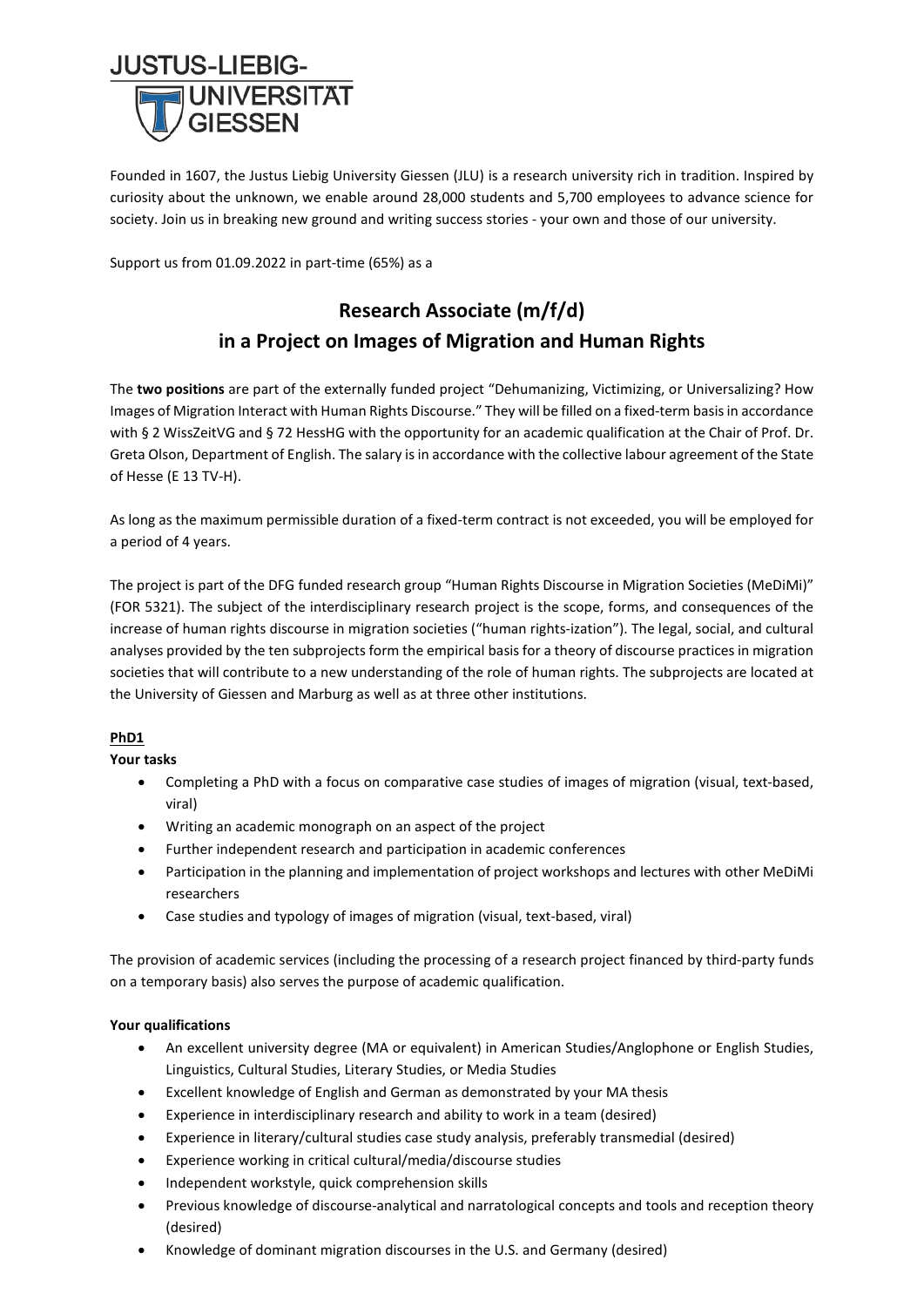JUSTUS-LIEBIG-UNIVERSITÄT GIESSEN

Founded in 1607, the Justus Liebig University Giessen (JLU) is a research university rich in tradition. Inspired by curiosity about the unknown, we enable around 28,000 students and 5,700 employees to advance science for society. Join us in breaking new ground and writing success stories - your own and those of our university.

Support us from 01.09.2022 in part-time (65%) as a

# Research Associate (m/f/d)
# in a Project on Images of Migration and Human Rights

The **two positions** are part of the externally funded project "Dehumanizing, Victimizing, or Universalizing? How Images of Migration Interact with Human Rights Discourse." They will be filled on a fixed-term basis in accordance with § 2 WissZeitVG and § 72 HessHG with the opportunity for an academic qualification at the Chair of Prof. Dr. Greta Olson, Department of English. The salary is in accordance with the collective labour agreement of the State of Hesse (E 13 TV-H).

As long as the maximum permissible duration of a fixed-term contract is not exceeded, you will be employed for a period of 4 years.

The project is part of the DFG funded research group "Human Rights Discourse in Migration Societies (MeDiMi)" (FOR 5321). The subject of the interdisciplinary research project is the scope, forms, and consequences of the increase of human rights discourse in migration societies ("human rights-ization"). The legal, social, and cultural analyses provided by the ten subprojects form the empirical basis for a theory of discourse practices in migration societies that will contribute to a new understanding of the role of human rights. The subprojects are located at the University of Giessen and Marburg as well as at three other institutions.

## PhD1

**Your tasks**

- Completing a PhD with a focus on comparative case studies of images of migration (visual, text-based, viral)
- Writing an academic monograph on an aspect of the project
- Further independent research and participation in academic conferences
- Participation in the planning and implementation of project workshops and lectures with other MeDiMi researchers
- Case studies and typology of images of migration (visual, text-based, viral)

The provision of academic services (including the processing of a research project financed by third-party funds on a temporary basis) also serves the purpose of academic qualification.

**Your qualifications**

- An excellent university degree (MA or equivalent) in American Studies/Anglophone or English Studies, Linguistics, Cultural Studies, Literary Studies, or Media Studies
- Excellent knowledge of English and German as demonstrated by your MA thesis
- Experience in interdisciplinary research and ability to work in a team (desired)
- Experience in literary/cultural studies case study analysis, preferably transmedial (desired)
- Experience working in critical cultural/media/discourse studies
- Independent workstyle, quick comprehension skills
- Previous knowledge of discourse-analytical and narratological concepts and tools and reception theory (desired)
- Knowledge of dominant migration discourses in the U.S. and Germany (desired)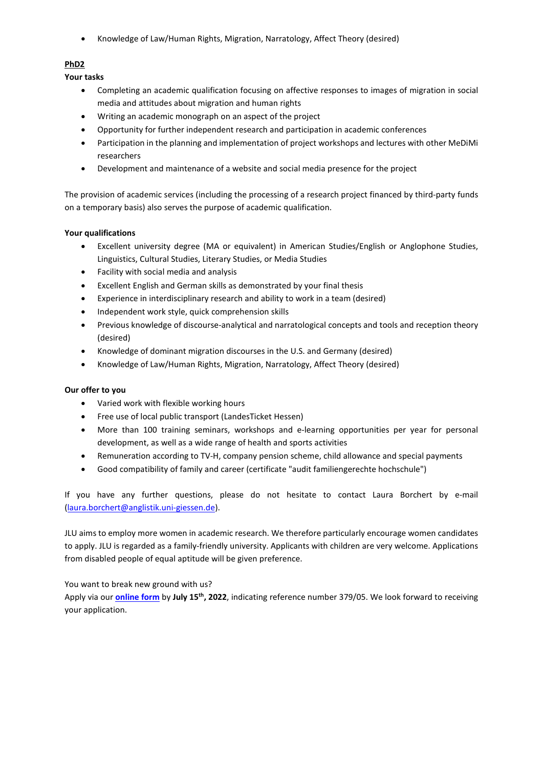- Knowledge of Law/Human Rights, Migration, Narratology, Affect Theory (desired)

**PhD2**

**Your tasks**

- Completing an academic qualification focusing on affective responses to images of migration in social media and attitudes about migration and human rights
- Writing an academic monograph on an aspect of the project
- Opportunity for further independent research and participation in academic conferences
- Participation in the planning and implementation of project workshops and lectures with other MeDiMi researchers
- Development and maintenance of a website and social media presence for the project

The provision of academic services (including the processing of a research project financed by third-party funds on a temporary basis) also serves the purpose of academic qualification.

**Your qualifications**

- Excellent university degree (MA or equivalent) in American Studies/English or Anglophone Studies, Linguistics, Cultural Studies, Literary Studies, or Media Studies
- Facility with social media and analysis
- Excellent English and German skills as demonstrated by your final thesis
- Experience in interdisciplinary research and ability to work in a team (desired)
- Independent work style, quick comprehension skills
- Previous knowledge of discourse-analytical and narratological concepts and tools and reception theory (desired)
- Knowledge of dominant migration discourses in the U.S. and Germany (desired)
- Knowledge of Law/Human Rights, Migration, Narratology, Affect Theory (desired)

**Our offer to you**

- Varied work with flexible working hours
- Free use of local public transport (LandesTicket Hessen)
- More than 100 training seminars, workshops and e-learning opportunities per year for personal development, as well as a wide range of health and sports activities
- Remuneration according to TV-H, company pension scheme, child allowance and special payments
- Good compatibility of family and career (certificate "audit familiengerechte hochschule")

If you have any further questions, please do not hesitate to contact Laura Borchert by e-mail (laura.borchert@anglistik.uni-giessen.de).

JLU aims to employ more women in academic research. We therefore particularly encourage women candidates to apply. JLU is regarded as a family-friendly university. Applicants with children are very welcome. Applications from disabled people of equal aptitude will be given preference.

You want to break new ground with us?
Apply via our **online form** by **July 15th, 2022**, indicating reference number 379/05. We look forward to receiving your application.